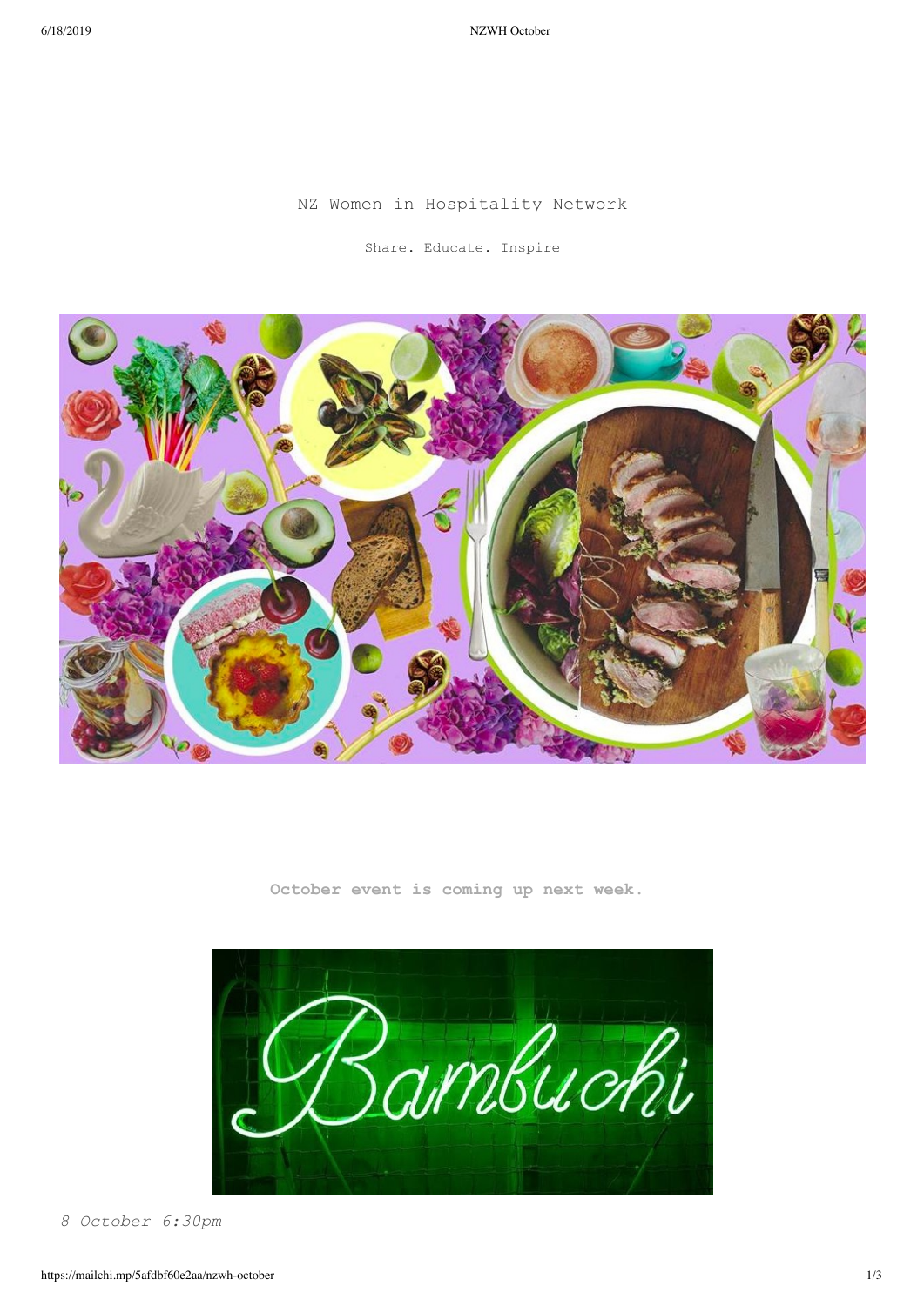NZ Women in Hospitality Network

Share. Educate. Inspire

**October event is coming up next week.**

*8 October 6:30pm*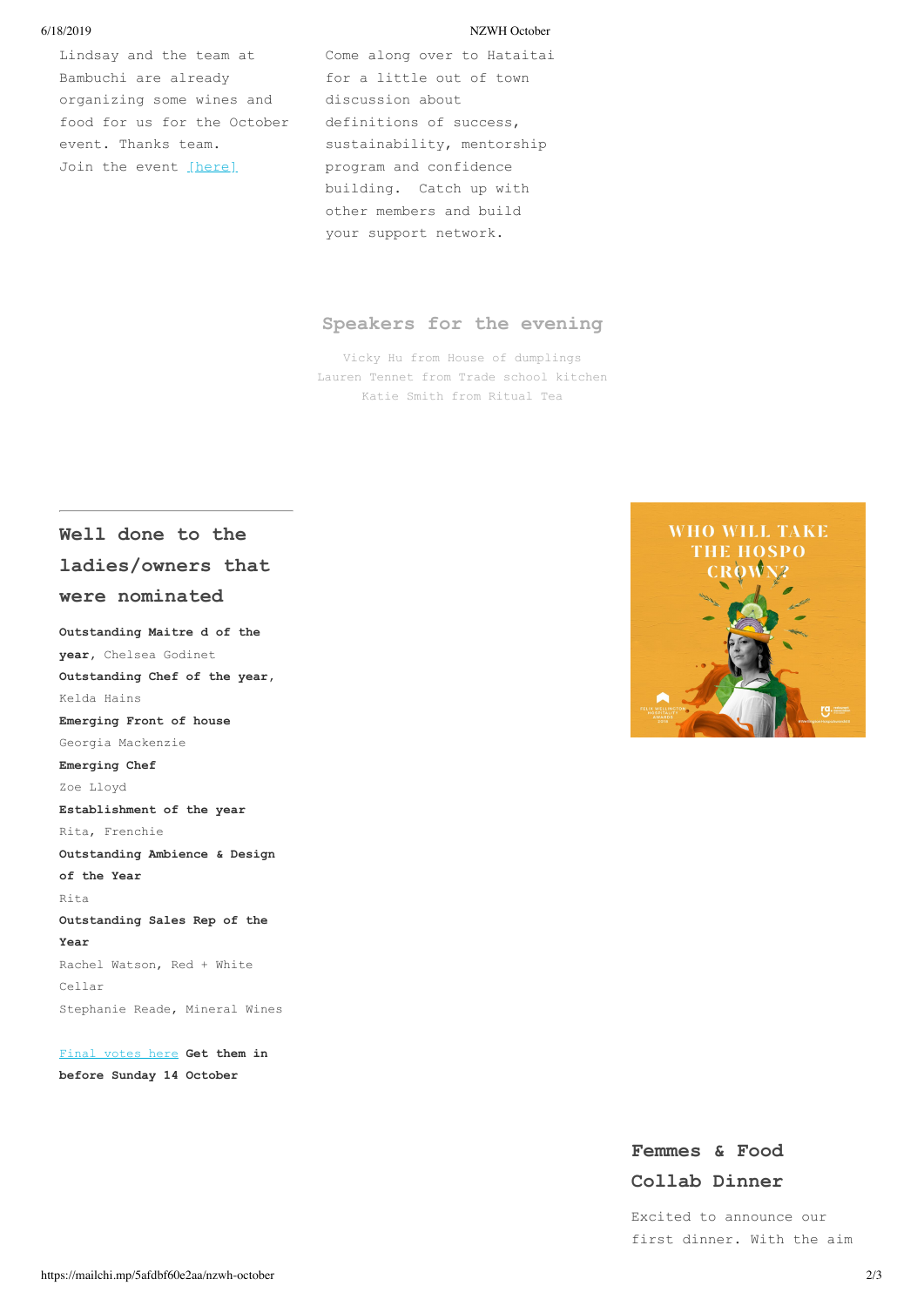Lindsay and the team at Bambuchi are already organizing some wines and food for us for the October event. Thanks team.
Join the event [here]

Come along over to Hataitai for a little out of town discussion about definitions of success, sustainability, mentorship program and confidence building. Catch up with other members and build your support network.

## Speakers for the evening

Vicky Hu from House of dumplings
Lauren Tennet from Trade school kitchen
Katie Smith from Ritual Tea

---

## Well done to the ladies/owners that were nominated

**Outstanding Maitre d of the year**, Chelsea Godinet
**Outstanding Chef of the year**, Kelda Hains
**Emerging Front of house**
Georgia Mackenzie
**Emerging Chef**
Zoe Lloyd
**Establishment of the year**
Rita, Frenchie
**Outstanding Ambience & Design of the Year**
Rita
**Outstanding Sales Rep of the Year**
Rachel Watson, Red + White Cellar
Stephanie Reade, Mineral Wines

Final votes here **Get them in before Sunday 14 October**

WHO WILL TAKE THE HOSPO CROWN?

## Femmes & Food Collab Dinner

Excited to announce our first dinner. With the aim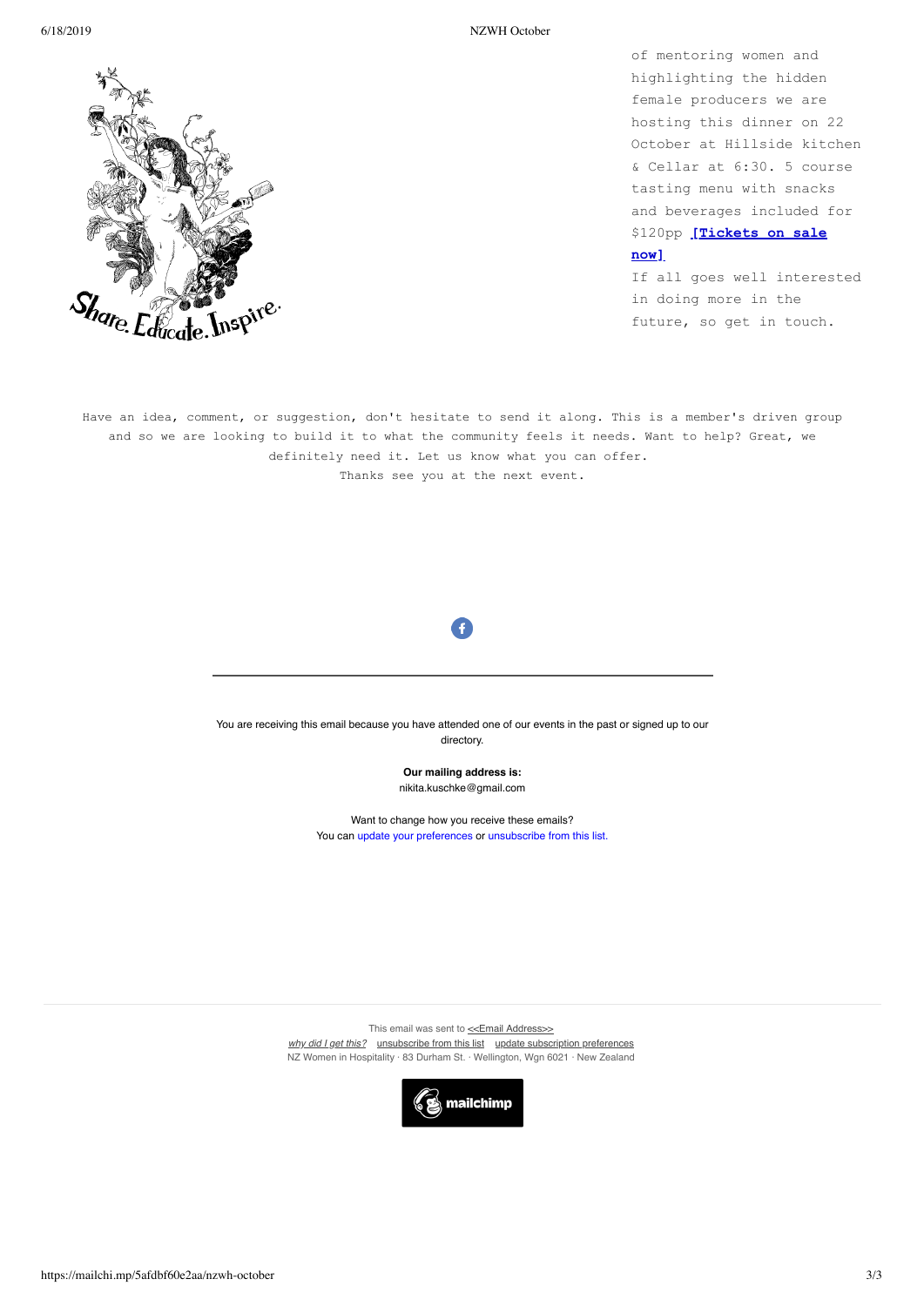of mentoring women and highlighting the hidden female producers we are hosting this dinner on 22 October at Hillside kitchen & Cellar at 6:30. 5 course tasting menu with snacks and beverages included for $120pp **[Tickets on sale now]**

If all goes well interested in doing more in the future, so get in touch.

Share. Educate. Inspire.

Have an idea, comment, or suggestion, don't hesitate to send it along. This is a member's driven group and so we are looking to build it to what the community feels it needs. Want to help? Great, we definitely need it. Let us know what you can offer.

Thanks see you at the next event.

---

You are receiving this email because you have attended one of our events in the past or signed up to our directory.

**Our mailing address is:**
nikita.kuschke@gmail.com

Want to change how you receive these emails?
You can update your preferences or unsubscribe from this list.

---

This email was sent to <<Email Address>>
*why did I get this?* unsubscribe from this list update subscription preferences
NZ Women in Hospitality · 83 Durham St. · Wellington, Wgn 6021 · New Zealand

mailchimp